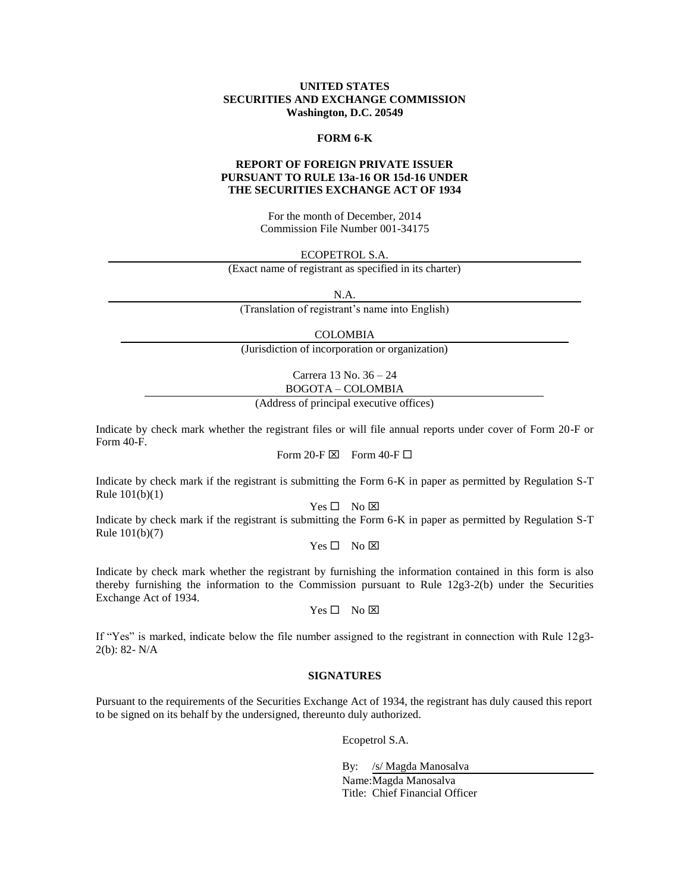**UNITED STATES**
**SECURITIES AND EXCHANGE COMMISSION**
**Washington, D.C. 20549**

**FORM 6-K**

**REPORT OF FOREIGN PRIVATE ISSUER**
**PURSUANT TO RULE 13a-16 OR 15d-16 UNDER**
**THE SECURITIES EXCHANGE ACT OF 1934**

For the month of December, 2014
Commission File Number 001-34175

ECOPETROL S.A.
(Exact name of registrant as specified in its charter)

N.A.
(Translation of registrant's name into English)

COLOMBIA
(Jurisdiction of incorporation or organization)

Carrera 13 No. 36 – 24
BOGOTA – COLOMBIA
(Address of principal executive offices)

Indicate by check mark whether the registrant files or will file annual reports under cover of Form 20-F or Form 40-F.

Form 20-F ☒ Form 40-F ☐

Indicate by check mark if the registrant is submitting the Form 6-K in paper as permitted by Regulation S-T Rule 101(b)(1)

Yes ☐ No ☒

Indicate by check mark if the registrant is submitting the Form 6-K in paper as permitted by Regulation S-T Rule 101(b)(7)

Yes ☐ No ☒

Indicate by check mark whether the registrant by furnishing the information contained in this form is also thereby furnishing the information to the Commission pursuant to Rule 12g3-2(b) under the Securities Exchange Act of 1934.

Yes ☐ No ☒

If "Yes" is marked, indicate below the file number assigned to the registrant in connection with Rule 12g3-2(b): 82- N/A

**SIGNATURES**

Pursuant to the requirements of the Securities Exchange Act of 1934, the registrant has duly caused this report to be signed on its behalf by the undersigned, thereunto duly authorized.

Ecopetrol S.A.

By: /s/ Magda Manosalva
Name: Magda Manosalva
Title: Chief Financial Officer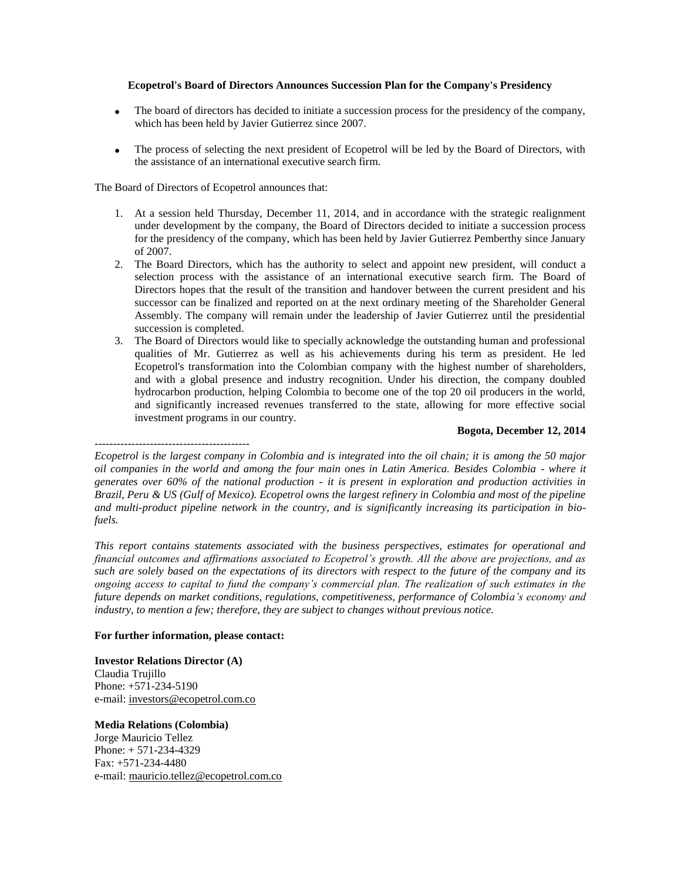**Ecopetrol's Board of Directors Announces Succession Plan for the Company's Presidency**

- The board of directors has decided to initiate a succession process for the presidency of the company, which has been held by Javier Gutierrez since 2007.
- The process of selecting the next president of Ecopetrol will be led by the Board of Directors, with the assistance of an international executive search firm.

The Board of Directors of Ecopetrol announces that:

1. At a session held Thursday, December 11, 2014, and in accordance with the strategic realignment under development by the company, the Board of Directors decided to initiate a succession process for the presidency of the company, which has been held by Javier Gutierrez Pemberthy since January of 2007.
2. The Board Directors, which has the authority to select and appoint new president, will conduct a selection process with the assistance of an international executive search firm. The Board of Directors hopes that the result of the transition and handover between the current president and his successor can be finalized and reported on at the next ordinary meeting of the Shareholder General Assembly. The company will remain under the leadership of Javier Gutierrez until the presidential succession is completed.
3. The Board of Directors would like to specially acknowledge the outstanding human and professional qualities of Mr. Gutierrez as well as his achievements during his term as president. He led Ecopetrol's transformation into the Colombian company with the highest number of shareholders, and with a global presence and industry recognition. Under his direction, the company doubled hydrocarbon production, helping Colombia to become one of the top 20 oil producers in the world, and significantly increased revenues transferred to the state, allowing for more effective social investment programs in our country.

**Bogota, December 12, 2014**

------------------------------------------

*Ecopetrol is the largest company in Colombia and is integrated into the oil chain; it is among the 50 major oil companies in the world and among the four main ones in Latin America. Besides Colombia - where it generates over 60% of the national production - it is present in exploration and production activities in Brazil, Peru & US (Gulf of Mexico). Ecopetrol owns the largest refinery in Colombia and most of the pipeline and multi-product pipeline network in the country, and is significantly increasing its participation in bio-fuels.*

*This report contains statements associated with the business perspectives, estimates for operational and financial outcomes and affirmations associated to Ecopetrol's growth. All the above are projections, and as such are solely based on the expectations of its directors with respect to the future of the company and its ongoing access to capital to fund the company's commercial plan. The realization of such estimates in the future depends on market conditions, regulations, competitiveness, performance of Colombia's economy and industry, to mention a few; therefore, they are subject to changes without previous notice.*

**For further information, please contact:**

**Investor Relations Director (A)**
Claudia Trujillo
Phone: +571-234-5190
e-mail: investors@ecopetrol.com.co

**Media Relations (Colombia)**
Jorge Mauricio Tellez
Phone: + 571-234-4329
Fax: +571-234-4480
e-mail: mauricio.tellez@ecopetrol.com.co